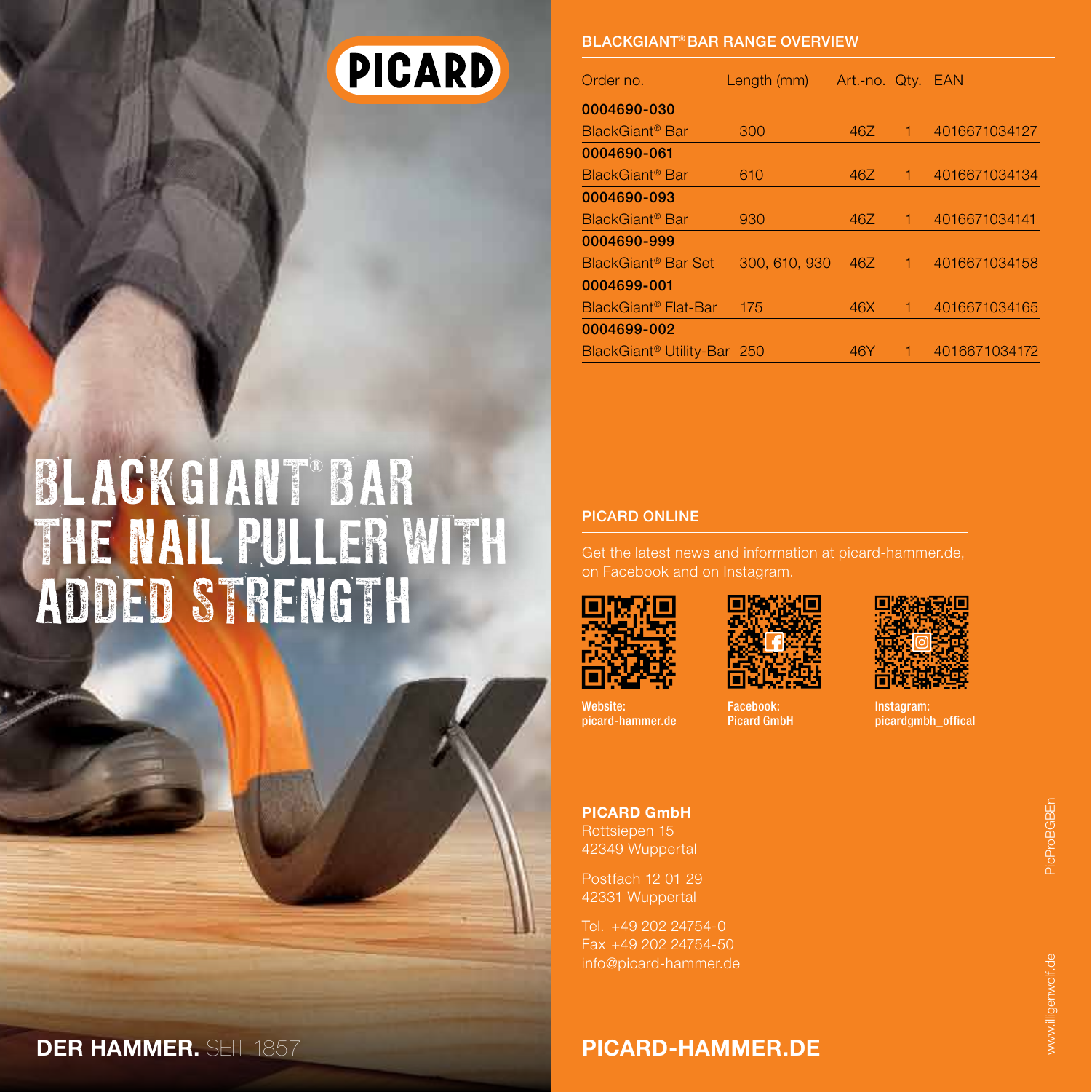# PICARD

# BLACKGIANT® BAR THE NAIL PULLER WITH ADDED STRENGTH

**DER HAMMER.** SEIT 1857

## BLACKGIANT® BAR RANGE OVERVIEW

| Order no. | Length (mm) | Art.-no. | Qty. | EAN |
|---|---|---|---|---|
| **0004690-030** | | | | |
| BlackGiant® Bar | 300 | 46Z | 1 | 4016671034127 |
| **0004690-061** | | | | |
| BlackGiant® Bar | 610 | 46Z | 1 | 4016671034134 |
| **0004690-093** | | | | |
| BlackGiant® Bar | 930 | 46Z | 1 | 4016671034141 |
| **0004690-999** | | | | |
| BlackGiant® Bar Set | 300, 610, 930 | 46Z | 1 | 4016671034158 |
| **0004699-001** | | | | |
| BlackGiant® Flat-Bar | 175 | 46X | 1 | 4016671034165 |
| **0004699-002** | | | | |
| BlackGiant® Utility-Bar | 250 | 46Y | 1 | 4016671034172 |

## PICARD ONLINE

Get the latest news and information at picard-hammer.de, on Facebook and on Instagram.

**Website:**
**picard-hammer.de**

**Facebook:**
**Picard GmbH**

**Instagram:**
**picardgmbh_offical**

**PICARD GmbH**
Rottsiepen 15
42349 Wuppertal

Postfach 12 01 29
42331 Wuppertal

Tel. +49 202 24754-0
Fax +49 202 24754-50
info@picard-hammer.de

**PICARD-HAMMER.DE**

PicProBGBEn

www.illigenwolf.de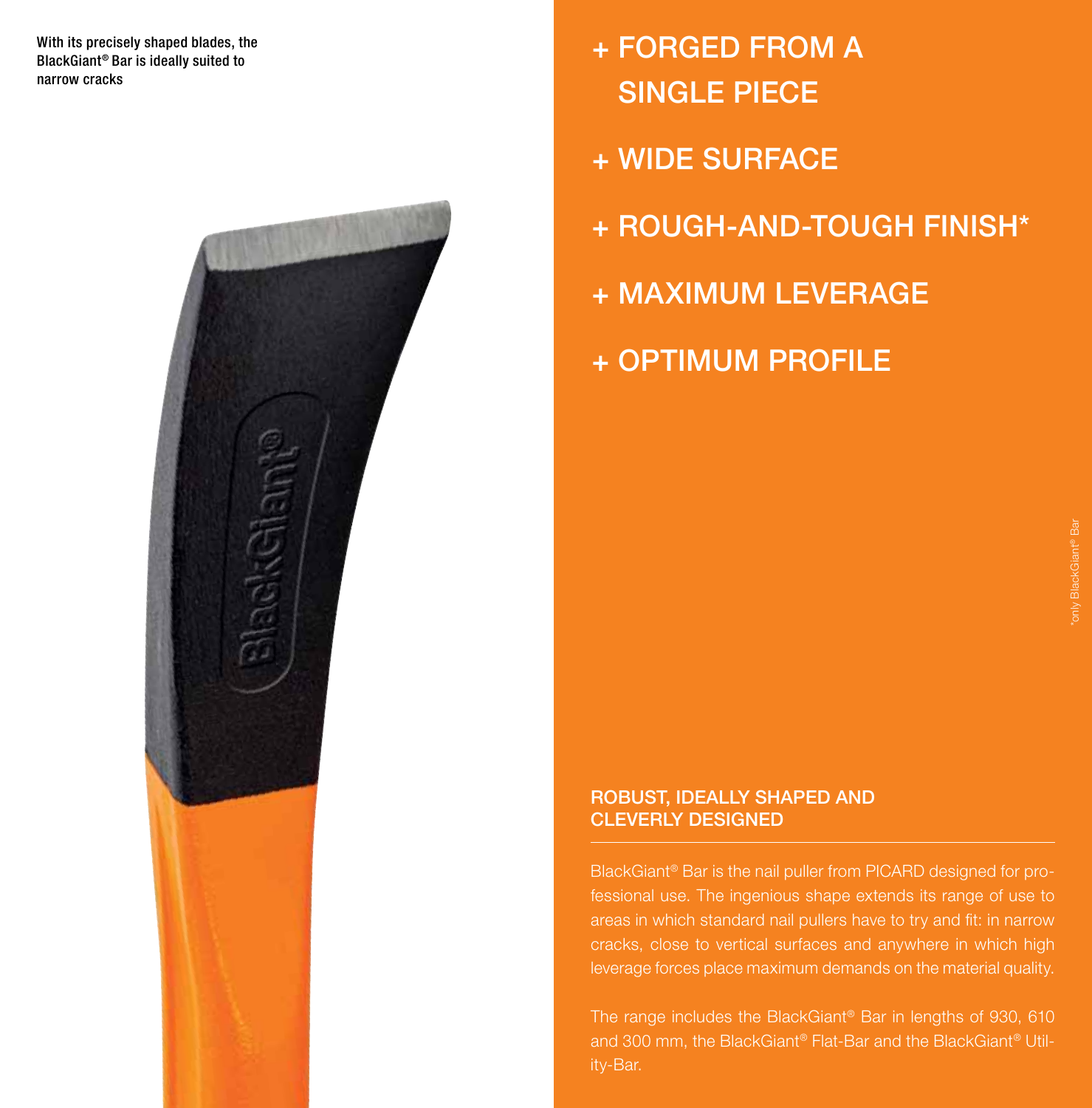With its precisely shaped blades, the BlackGiant® Bar is ideally suited to narrow cracks

+ FORGED FROM A SINGLE PIECE
+ WIDE SURFACE
+ ROUGH-AND-TOUGH FINISH*
+ MAXIMUM LEVERAGE
+ OPTIMUM PROFILE

*only BlackGiant® Bar

## ROBUST, IDEALLY SHAPED AND CLEVERLY DESIGNED

BlackGiant® Bar is the nail puller from PICARD designed for professional use. The ingenious shape extends its range of use to areas in which standard nail pullers have to try and fit: in narrow cracks, close to vertical surfaces and anywhere in which high leverage forces place maximum demands on the material quality.

The range includes the BlackGiant® Bar in lengths of 930, 610 and 300 mm, the BlackGiant® Flat-Bar and the BlackGiant® Utility-Bar.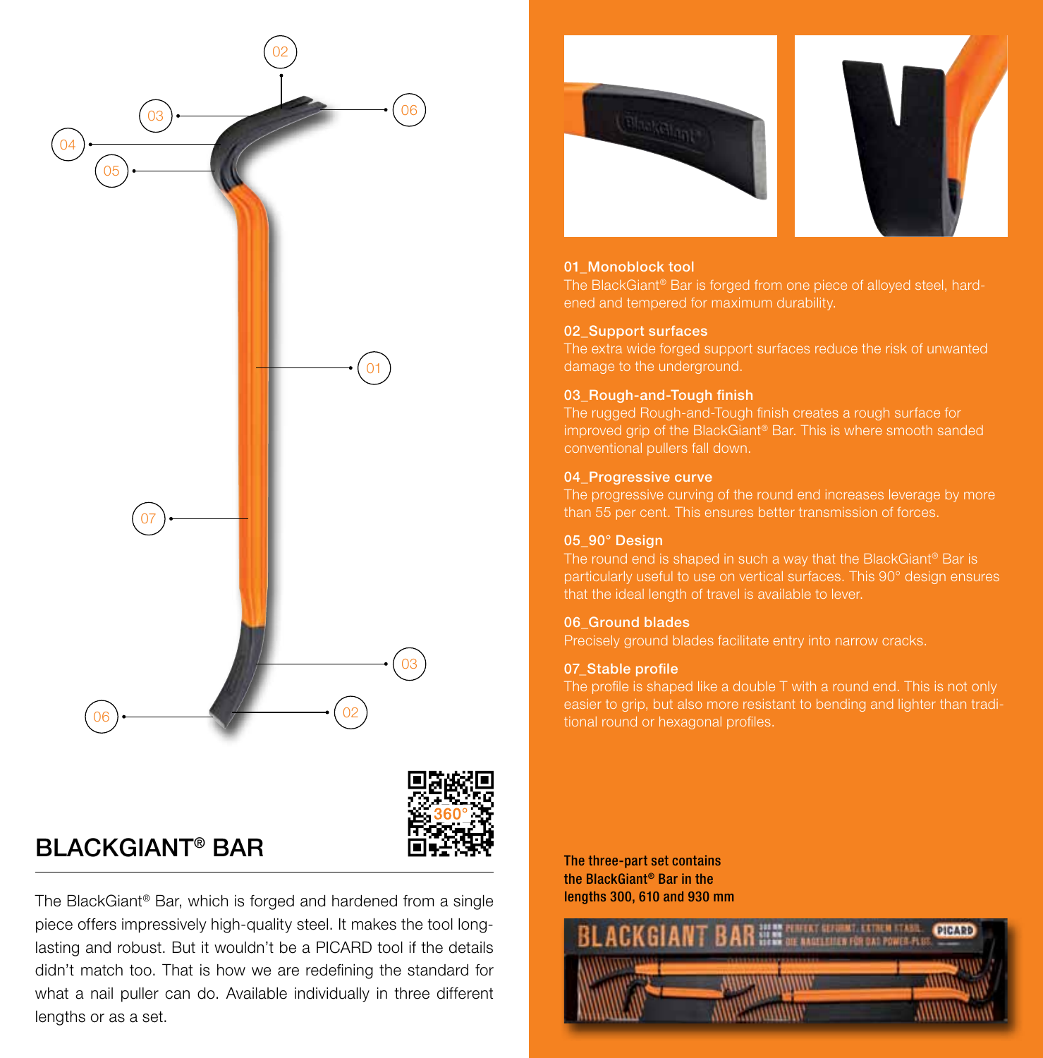# BLACKGIANT® BAR

The BlackGiant® Bar, which is forged and hardened from a single piece offers impressively high-quality steel. It makes the tool long-lasting and robust. But it wouldn't be a PICARD tool if the details didn't match too. That is how we are redefining the standard for what a nail puller can do. Available individually in three different lengths or as a set.

**01_Monoblock tool**
The BlackGiant® Bar is forged from one piece of alloyed steel, hardened and tempered for maximum durability.

**02_Support surfaces**
The extra wide forged support surfaces reduce the risk of unwanted damage to the underground.

**03_Rough-and-Tough finish**
The rugged Rough-and-Tough finish creates a rough surface for improved grip of the BlackGiant® Bar. This is where smooth sanded conventional pullers fall down.

**04_Progressive curve**
The progressive curving of the round end increases leverage by more than 55 per cent. This ensures better transmission of forces.

**05_90° Design**
The round end is shaped in such a way that the BlackGiant® Bar is particularly useful to use on vertical surfaces. This 90° design ensures that the ideal length of travel is available to lever.

**06_Ground blades**
Precisely ground blades facilitate entry into narrow cracks.

**07_Stable profile**
The profile is shaped like a double T with a round end. This is not only easier to grip, but also more resistant to bending and lighter than traditional round or hexagonal profiles.

**The three-part set contains the BlackGiant® Bar in the lengths 300, 610 and 930 mm**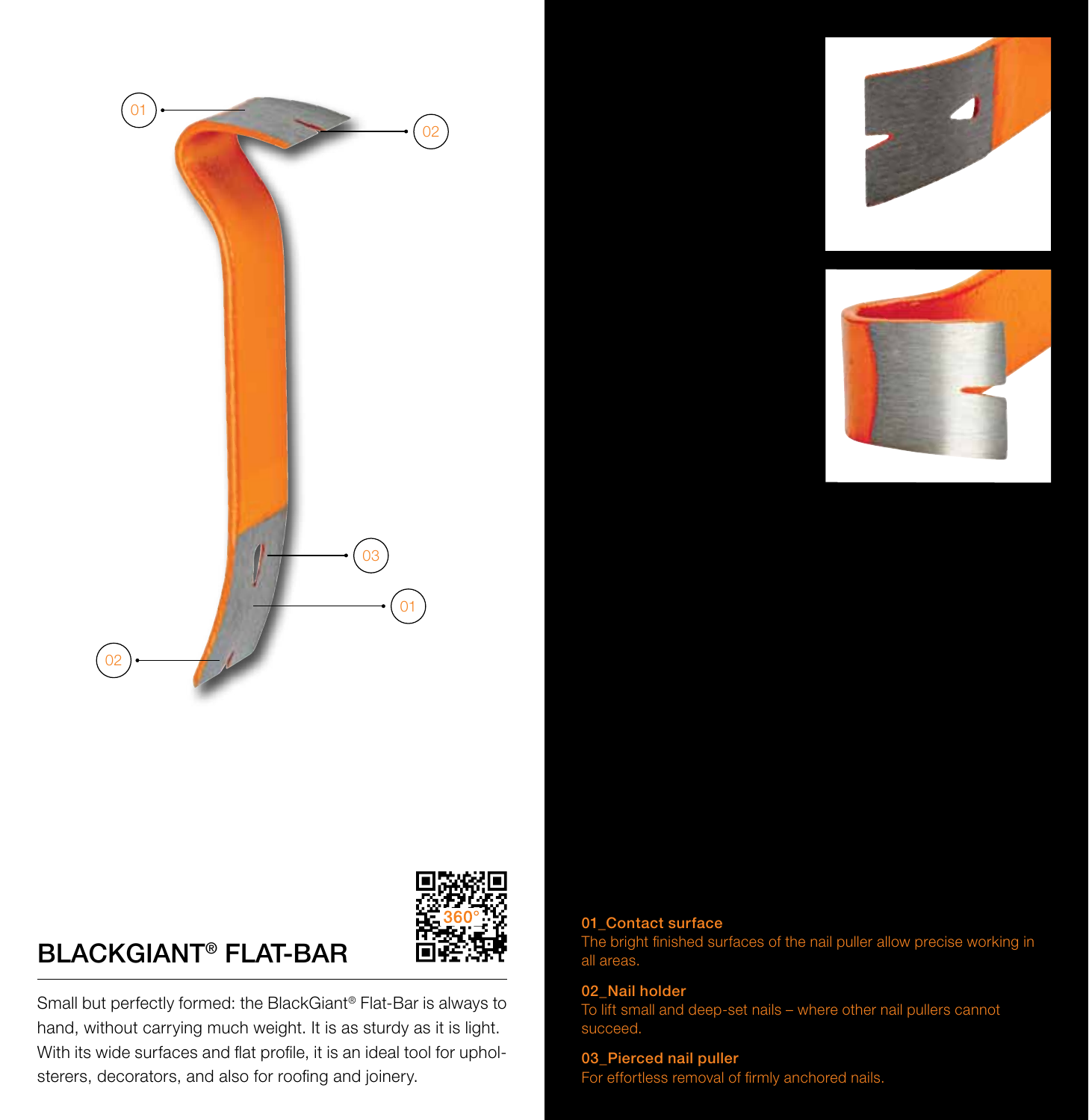## BLACKGIANT® FLAT-BAR

Small but perfectly formed: the BlackGiant® Flat-Bar is always to hand, without carrying much weight. It is as sturdy as it is light. With its wide surfaces and flat profile, it is an ideal tool for upholsterers, decorators, and also for roofing and joinery.

**01_Contact surface**
The bright finished surfaces of the nail puller allow precise working in all areas.

**02_Nail holder**
To lift small and deep-set nails – where other nail pullers cannot succeed.

**03_Pierced nail puller**
For effortless removal of firmly anchored nails.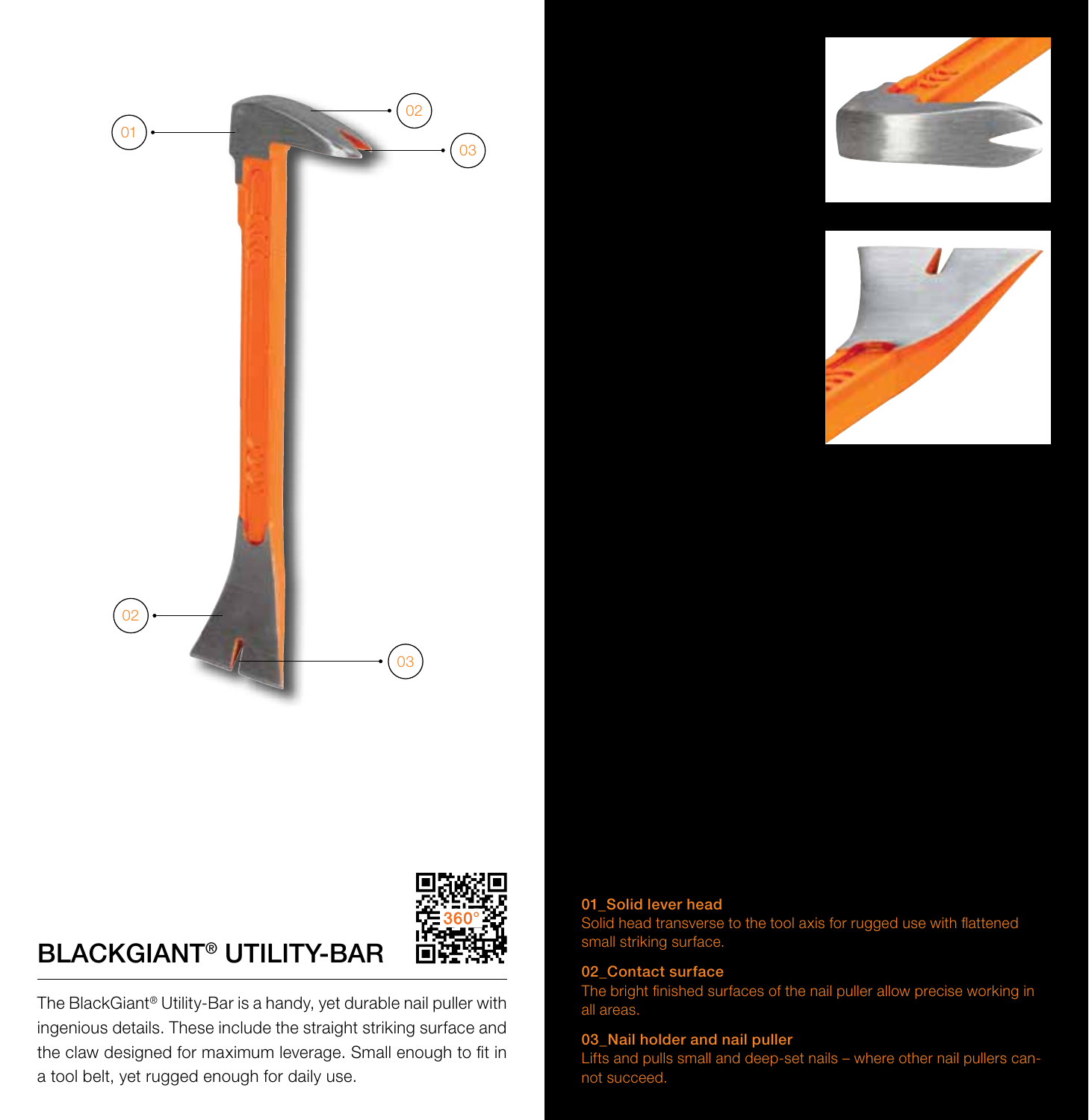## BLACKGIANT® UTILITY-BAR

The BlackGiant® Utility-Bar is a handy, yet durable nail puller with ingenious details. These include the straight striking surface and the claw designed for maximum leverage. Small enough to fit in a tool belt, yet rugged enough for daily use.

**01_Solid lever head**
Solid head transverse to the tool axis for rugged use with flattened small striking surface.

**02_Contact surface**
The bright finished surfaces of the nail puller allow precise working in all areas.

**03_Nail holder and nail puller**
Lifts and pulls small and deep-set nails – where other nail pullers cannot succeed.